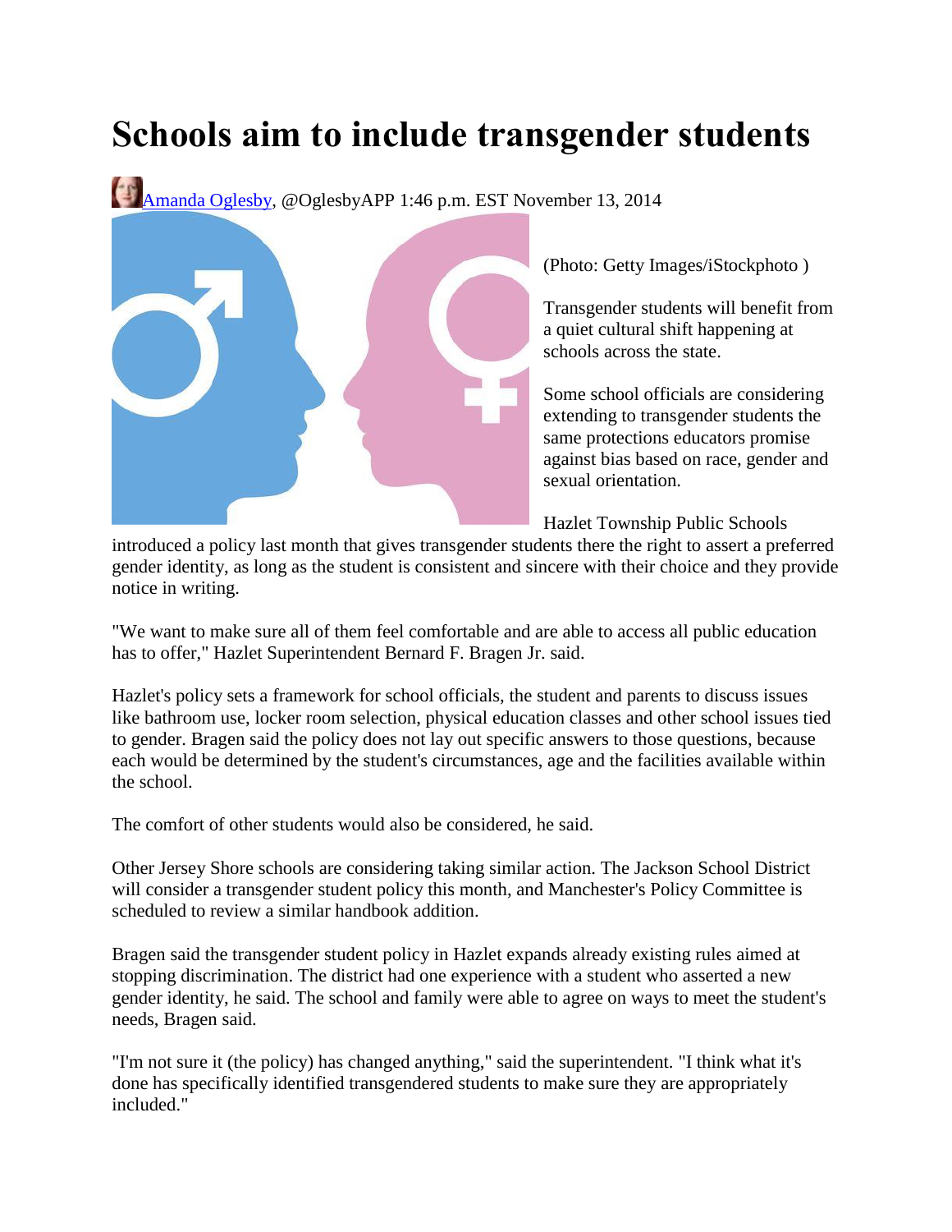# Schools aim to include transgender students

Amanda Oglesby, @OglesbyAPP 1:46 p.m. EST November 13, 2014

(Photo: Getty Images/iStockphoto )

Transgender students will benefit from a quiet cultural shift happening at schools across the state.

Some school officials are considering extending to transgender students the same protections educators promise against bias based on race, gender and sexual orientation.

Hazlet Township Public Schools introduced a policy last month that gives transgender students there the right to assert a preferred gender identity, as long as the student is consistent and sincere with their choice and they provide notice in writing.

"We want to make sure all of them feel comfortable and are able to access all public education has to offer," Hazlet Superintendent Bernard F. Bragen Jr. said.

Hazlet's policy sets a framework for school officials, the student and parents to discuss issues like bathroom use, locker room selection, physical education classes and other school issues tied to gender. Bragen said the policy does not lay out specific answers to those questions, because each would be determined by the student's circumstances, age and the facilities available within the school.

The comfort of other students would also be considered, he said.

Other Jersey Shore schools are considering taking similar action. The Jackson School District will consider a transgender student policy this month, and Manchester's Policy Committee is scheduled to review a similar handbook addition.

Bragen said the transgender student policy in Hazlet expands already existing rules aimed at stopping discrimination. The district had one experience with a student who asserted a new gender identity, he said. The school and family were able to agree on ways to meet the student's needs, Bragen said.

"I'm not sure it (the policy) has changed anything," said the superintendent. "I think what it's done has specifically identified transgendered students to make sure they are appropriately included."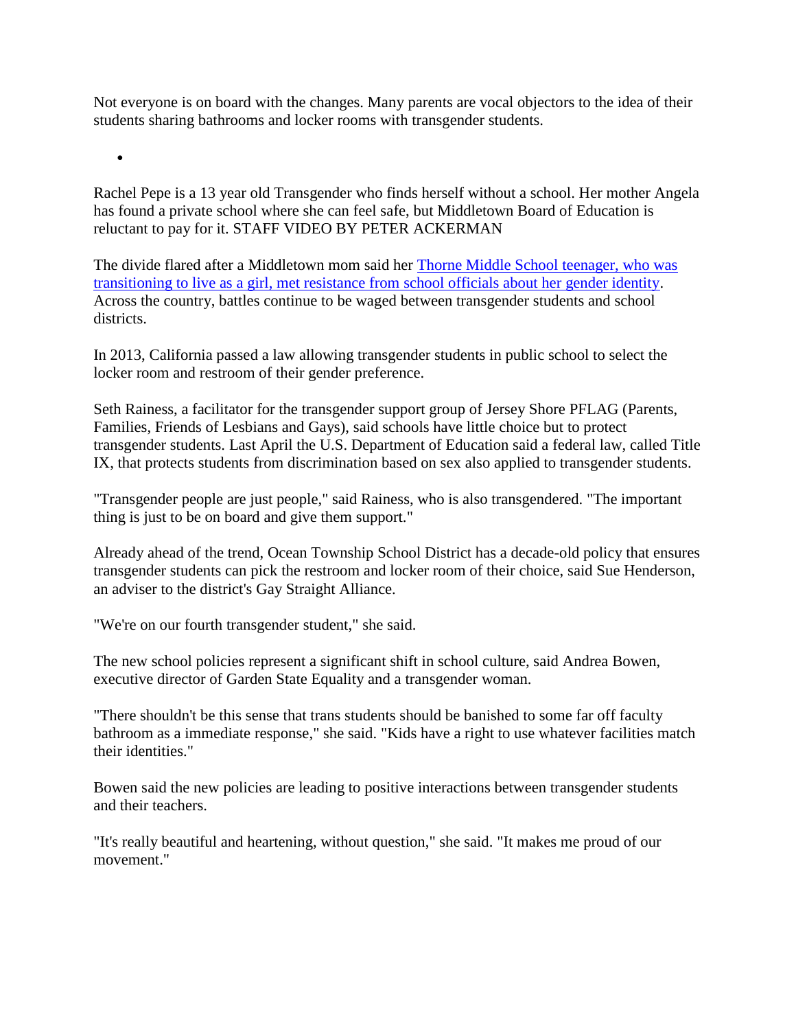Not everyone is on board with the changes. Many parents are vocal objectors to the idea of their students sharing bathrooms and locker rooms with transgender students.

- 

Rachel Pepe is a 13 year old Transgender who finds herself without a school. Her mother Angela has found a private school where she can feel safe, but Middletown Board of Education is reluctant to pay for it. STAFF VIDEO BY PETER ACKERMAN

The divide flared after a Middletown mom said her [Thorne Middle School teenager, who was transitioning to live as a girl, met resistance from school officials about her gender identity](). Across the country, battles continue to be waged between transgender students and school districts.

In 2013, California passed a law allowing transgender students in public school to select the locker room and restroom of their gender preference.

Seth Rainess, a facilitator for the transgender support group of Jersey Shore PFLAG (Parents, Families, Friends of Lesbians and Gays), said schools have little choice but to protect transgender students. Last April the U.S. Department of Education said a federal law, called Title IX, that protects students from discrimination based on sex also applied to transgender students.

"Transgender people are just people," said Rainess, who is also transgendered. "The important thing is just to be on board and give them support."

Already ahead of the trend, Ocean Township School District has a decade-old policy that ensures transgender students can pick the restroom and locker room of their choice, said Sue Henderson, an adviser to the district's Gay Straight Alliance.

"We're on our fourth transgender student," she said.

The new school policies represent a significant shift in school culture, said Andrea Bowen, executive director of Garden State Equality and a transgender woman.

"There shouldn't be this sense that trans students should be banished to some far off faculty bathroom as a immediate response," she said. "Kids have a right to use whatever facilities match their identities."

Bowen said the new policies are leading to positive interactions between transgender students and their teachers.

"It's really beautiful and heartening, without question," she said. "It makes me proud of our movement."